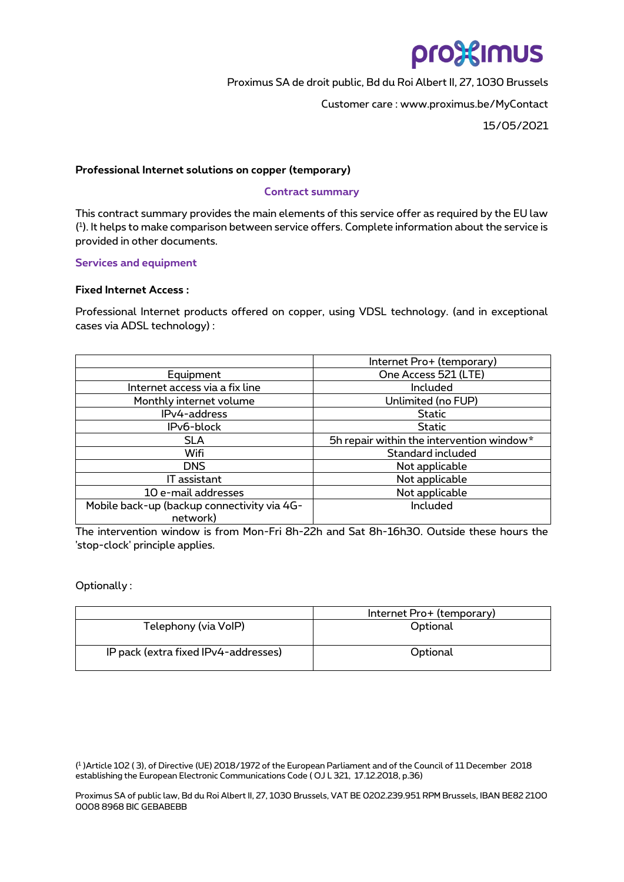Proximus SA de droit public, Bd du Roi Albert II, 27, 1030 Brussels

Customer care : www.proximus.be/MyContact

15/05/2021

**Professional Internet solutions on copper (temporary)**

## Contract summary

This contract summary provides the main elements of this service offer as required by the EU law ([1]). It helps to make comparison between service offers. Complete information about the service is provided in other documents.

### Services and equipment

**Fixed Internet Access :**

Professional Internet products offered on copper, using VDSL technology. (and in exceptional cases via ADSL technology) :

| | Internet Pro+ (temporary) |
|---|---|
| Equipment | One Access 521 (LTE) |
| Internet access via a fix line | Included |
| Monthly internet volume | Unlimited (no FUP) |
| IPv4-address | Static |
| IPv6-block | Static |
| SLA | 5h repair within the intervention window* |
| Wifi | Standard included |
| DNS | Not applicable |
| IT assistant | Not applicable |
| 10 e-mail addresses | Not applicable |
| Mobile back-up (backup connectivity via 4G-network) | Included |

The intervention window is from Mon-Fri 8h-22h and Sat 8h-16h30. Outside these hours the 'stop-clock' principle applies.

Optionally :

| | Internet Pro+ (temporary) |
|---|---|
| Telephony (via VoIP) | Optional |
| IP pack (extra fixed IPv4-addresses) | Optional |

([1] )Article 102 ( 3), of Directive (UE) 2018/1972 of the European Parliament and of the Council of 11 December 2018 establishing the European Electronic Communications Code ( OJ L 321, 17.12.2018, p.36)

Proximus SA of public law, Bd du Roi Albert II, 27, 1030 Brussels, VAT BE 0202.239.951 RPM Brussels, IBAN BE82 2100 0008 8968 BIC GEBABEBB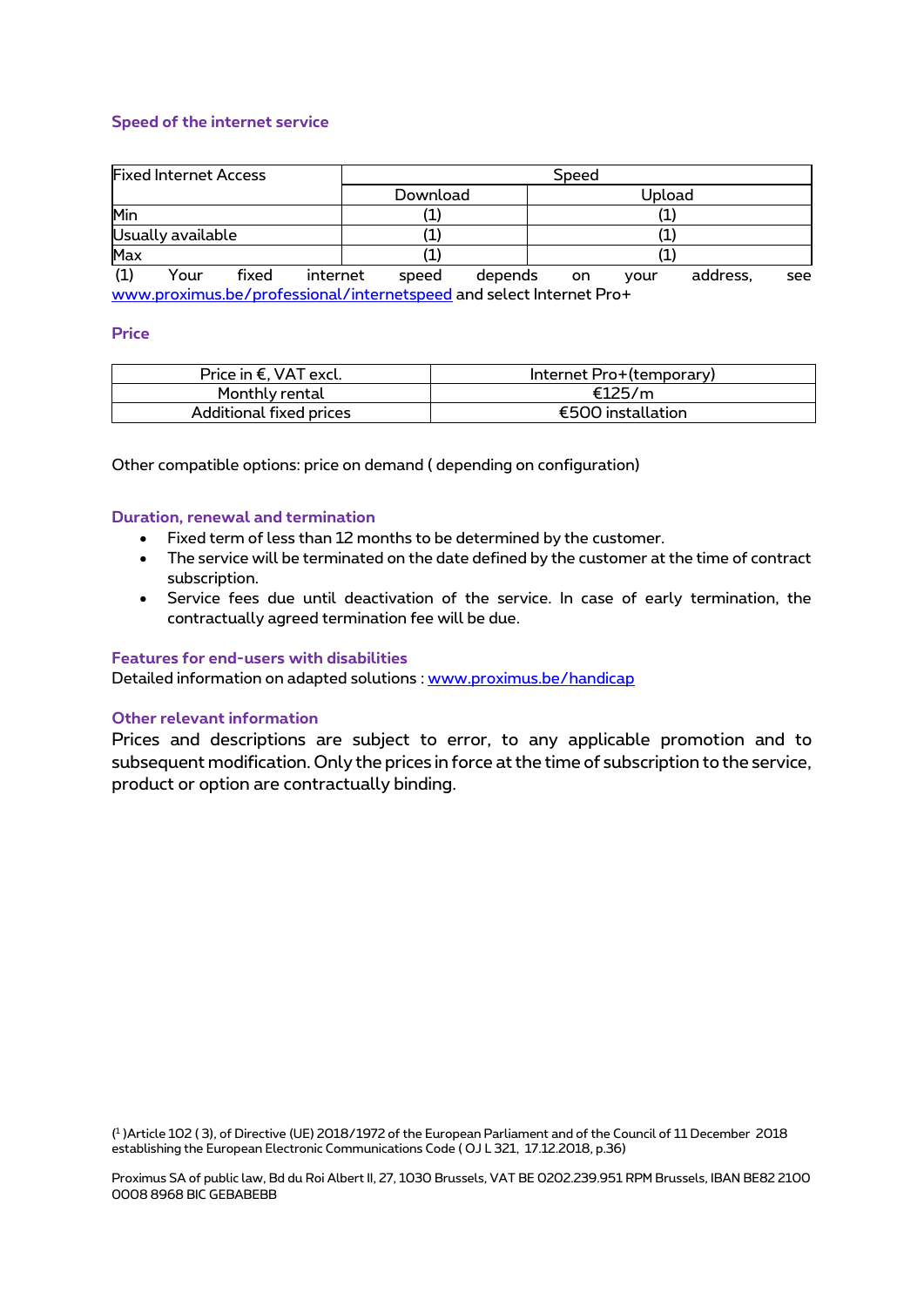### Speed of the internet service

| Fixed Internet Access | Speed | |
|---|---|---|
| | Download | Upload |
| Min | (1) | (1) |
| Usually available | (1) | (1) |
| Max | (1) | (1) |

(1) Your fixed internet speed depends on your address, see www.proximus.be/professional/internetspeed and select Internet Pro+

### Price

| Price in €, VAT excl. | Internet Pro+(temporary) |
|---|---|
| Monthly rental | €125/m |
| Additional fixed prices | €500 installation |

Other compatible options: price on demand ( depending on configuration)

### Duration, renewal and termination

- Fixed term of less than 12 months to be determined by the customer.
- The service will be terminated on the date defined by the customer at the time of contract subscription.
- Service fees due until deactivation of the service. In case of early termination, the contractually agreed termination fee will be due.

### Features for end-users with disabilities

Detailed information on adapted solutions : www.proximus.be/handicap

### Other relevant information

Prices and descriptions are subject to error, to any applicable promotion and to subsequent modification. Only the prices in force at the time of subscription to the service, product or option are contractually binding.

([1] )Article 102 ( 3), of Directive (UE) 2018/1972 of the European Parliament and of the Council of 11 December 2018 establishing the European Electronic Communications Code ( OJ L 321, 17.12.2018, p.36)

Proximus SA of public law, Bd du Roi Albert II, 27, 1030 Brussels, VAT BE 0202.239.951 RPM Brussels, IBAN BE82 2100 0008 8968 BIC GEBABEBB